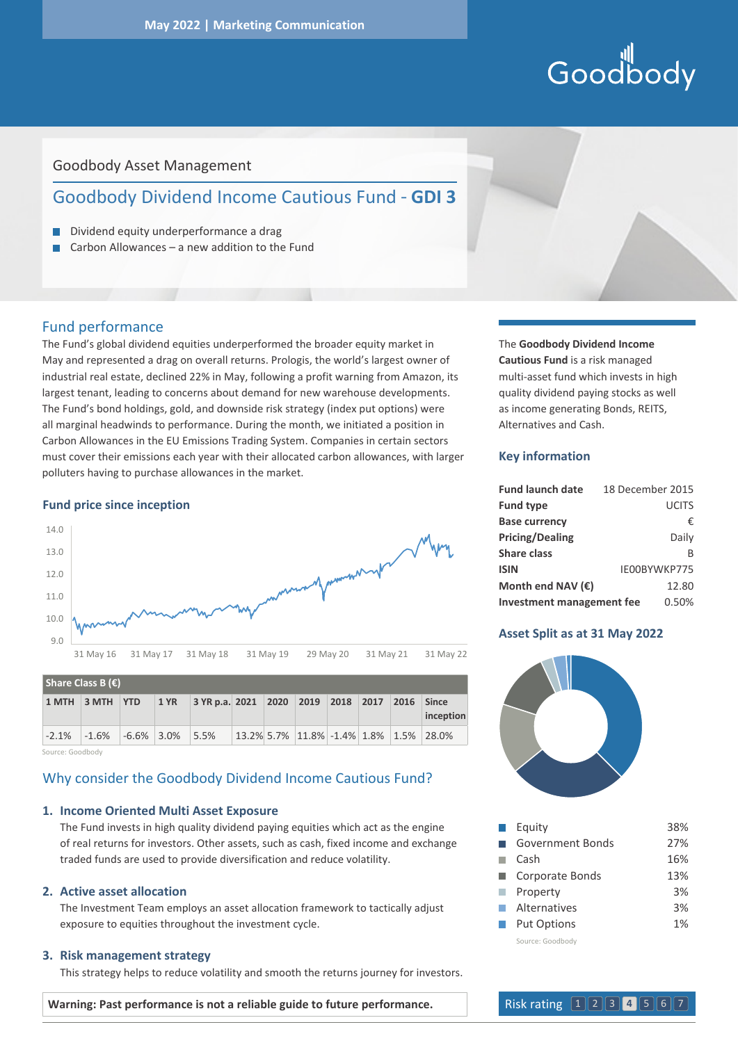May 2022 | Marketing Communication

Goodbody Asset Management

# Goodbody Dividend Income Cautious Fund - **GDI 3**

- Dividend equity underperformance a drag
- Carbon Allowances – a new addition to the Fund

## Fund performance

The Fund's global dividend equities underperformed the broader equity market in May and represented a drag on overall returns. Prologis, the world's largest owner of industrial real estate, declined 22% in May, following a profit warning from Amazon, its largest tenant, leading to concerns about demand for new warehouse developments. The Fund's bond holdings, gold, and downside risk strategy (index put options) were all marginal headwinds to performance. During the month, we initiated a position in Carbon Allowances in the EU Emissions Trading System. Companies in certain sectors must cover their emissions each year with their allocated carbon allowances, with larger polluters having to purchase allowances in the market.

### Fund price since inception

| Share Class B (€) | | | | | | | | | | | |
|---|---|---|---|---|---|---|---|---|---|---|---|
| 1 MTH | 3 MTH | YTD | 1 YR | 3 YR p.a. | 2021 | 2020 | 2019 | 2018 | 2017 | 2016 | Since inception |
| -2.1% | -1.6% | -6.6% | 3.0% | 5.5% | 13.2% | 5.7% | 11.8% | -1.4% | 1.8% | 1.5% | 28.0% |

Source: Goodbody

## Why consider the Goodbody Dividend Income Cautious Fund?

1. **Income Oriented Multi Asset Exposure**
   The Fund invests in high quality dividend paying equities which act as the engine of real returns for investors. Other assets, such as cash, fixed income and exchange traded funds are used to provide diversification and reduce volatility.

2. **Active asset allocation**
   The Investment Team employs an asset allocation framework to tactically adjust exposure to equities throughout the investment cycle.

3. **Risk management strategy**
   This strategy helps to reduce volatility and smooth the returns journey for investors.

**Warning: Past performance is not a reliable guide to future performance.**

The **Goodbody Dividend Income Cautious Fund** is a risk managed multi-asset fund which invests in high quality dividend paying stocks as well as income generating Bonds, REITS, Alternatives and Cash.

### Key information

| | |
|---|---|
| **Fund launch date** | 18 December 2015 |
| **Fund type** | UCITS |
| **Base currency** | € |
| **Pricing/Dealing** | Daily |
| **Share class** | B |
| **ISIN** | IE00BYWKP775 |
| **Month end NAV (€)** | 12.80 |
| **Investment management fee** | 0.50% |

### Asset Split as at 31 May 2022

| Asset | % |
|---|---|
| Equity | 38% |
| Government Bonds | 27% |
| Cash | 16% |
| Corporate Bonds | 13% |
| Property | 3% |
| Alternatives | 3% |
| Put Options | 1% |

Source: Goodbody

Risk rating 1 2 3 **4** 5 6 7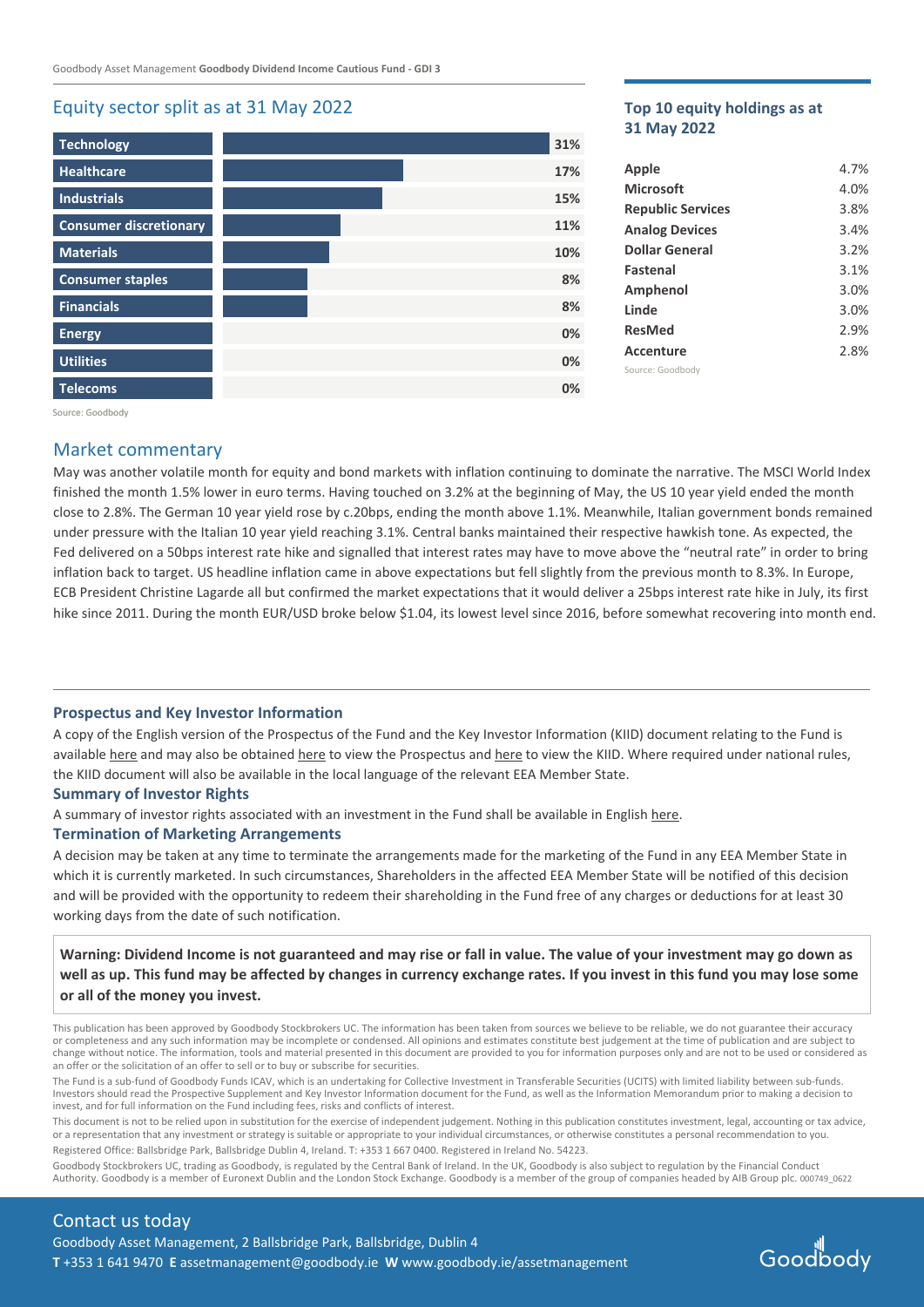## Equity sector split as at 31 May 2022

Technology 31%
Healthcare 17%
Industrials 15%
Consumer discretionary 11%
Materials 10%
Consumer staples 8%
Financials 8%
Energy 0%
Utilities 0%
Telecoms 0%

Source: Goodbody

## Top 10 equity holdings as at 31 May 2022

| | |
|---|---|
| **Apple** | 4.7% |
| **Microsoft** | 4.0% |
| **Republic Services** | 3.8% |
| **Analog Devices** | 3.4% |
| **Dollar General** | 3.2% |
| **Fastenal** | 3.1% |
| **Amphenol** | 3.0% |
| **Linde** | 3.0% |
| **ResMed** | 2.9% |
| **Accenture** | 2.8% |

Source: Goodbody

## Market commentary

May was another volatile month for equity and bond markets with inflation continuing to dominate the narrative. The MSCI World Index finished the month 1.5% lower in euro terms. Having touched on 3.2% at the beginning of May, the US 10 year yield ended the month close to 2.8%. The German 10 year yield rose by c.20bps, ending the month above 1.1%. Meanwhile, Italian government bonds remained under pressure with the Italian 10 year yield reaching 3.1%. Central banks maintained their respective hawkish tone. As expected, the Fed delivered on a 50bps interest rate hike and signalled that interest rates may have to move above the "neutral rate" in order to bring inflation back to target. US headline inflation came in above expectations but fell slightly from the previous month to 8.3%. In Europe, ECB President Christine Lagarde all but confirmed the market expectations that it would deliver a 25bps interest rate hike in July, its first hike since 2011. During the month EUR/USD broke below $1.04, its lowest level since 2016, before somewhat recovering into month end.

### Prospectus and Key Investor Information

A copy of the English version of the Prospectus of the Fund and the Key Investor Information (KIID) document relating to the Fund is available here and may also be obtained here to view the Prospectus and here to view the KIID. Where required under national rules, the KIID document will also be available in the local language of the relevant EEA Member State.

### Summary of Investor Rights

A summary of investor rights associated with an investment in the Fund shall be available in English here.

### Termination of Marketing Arrangements

A decision may be taken at any time to terminate the arrangements made for the marketing of the Fund in any EEA Member State in which it is currently marketed. In such circumstances, Shareholders in the affected EEA Member State will be notified of this decision and will be provided with the opportunity to redeem their shareholding in the Fund free of any charges or deductions for at least 30 working days from the date of such notification.

**Warning: Dividend Income is not guaranteed and may rise or fall in value. The value of your investment may go down as well as up. This fund may be affected by changes in currency exchange rates. If you invest in this fund you may lose some or all of the money you invest.**

This publication has been approved by Goodbody Stockbrokers UC. The information has been taken from sources we believe to be reliable, we do not guarantee their accuracy or completeness and any such information may be incomplete or condensed. All opinions and estimates constitute best judgement at the time of publication and are subject to change without notice. The information, tools and material presented in this document are provided to you for information purposes only and are not to be used or considered as an offer or the solicitation of an offer to sell or to buy or subscribe for securities.

The Fund is a sub-fund of Goodbody Funds ICAV, which is an undertaking for Collective Investment in Transferable Securities (UCITS) with limited liability between sub-funds. Investors should read the Prospective Supplement and Key Investor Information document for the Fund, as well as the Information Memorandum prior to making a decision to invest, and for full information on the Fund including fees, risks and conflicts of interest.

This document is not to be relied upon in substitution for the exercise of independent judgement. Nothing in this publication constitutes investment, legal, accounting or tax advice, or a representation that any investment or strategy is suitable or appropriate to your individual circumstances, or otherwise constitutes a personal recommendation to you.

Registered Office: Ballsbridge Park, Ballsbridge Dublin 4, Ireland. T: +353 1 667 0400. Registered in Ireland No. 54223.

Goodbody Stockbrokers UC, trading as Goodbody, is regulated by the Central Bank of Ireland. In the UK, Goodbody is also subject to regulation by the Financial Conduct Authority. Goodbody is a member of Euronext Dublin and the London Stock Exchange. Goodbody is a member of the group of companies headed by AIB Group plc. 000749_0622

## Contact us today

Goodbody Asset Management, 2 Ballsbridge Park, Ballsbridge, Dublin 4

**T** +353 1 641 9470 **E** assetmanagement@goodbody.ie **W** www.goodbody.ie/assetmanagement

Goodbody